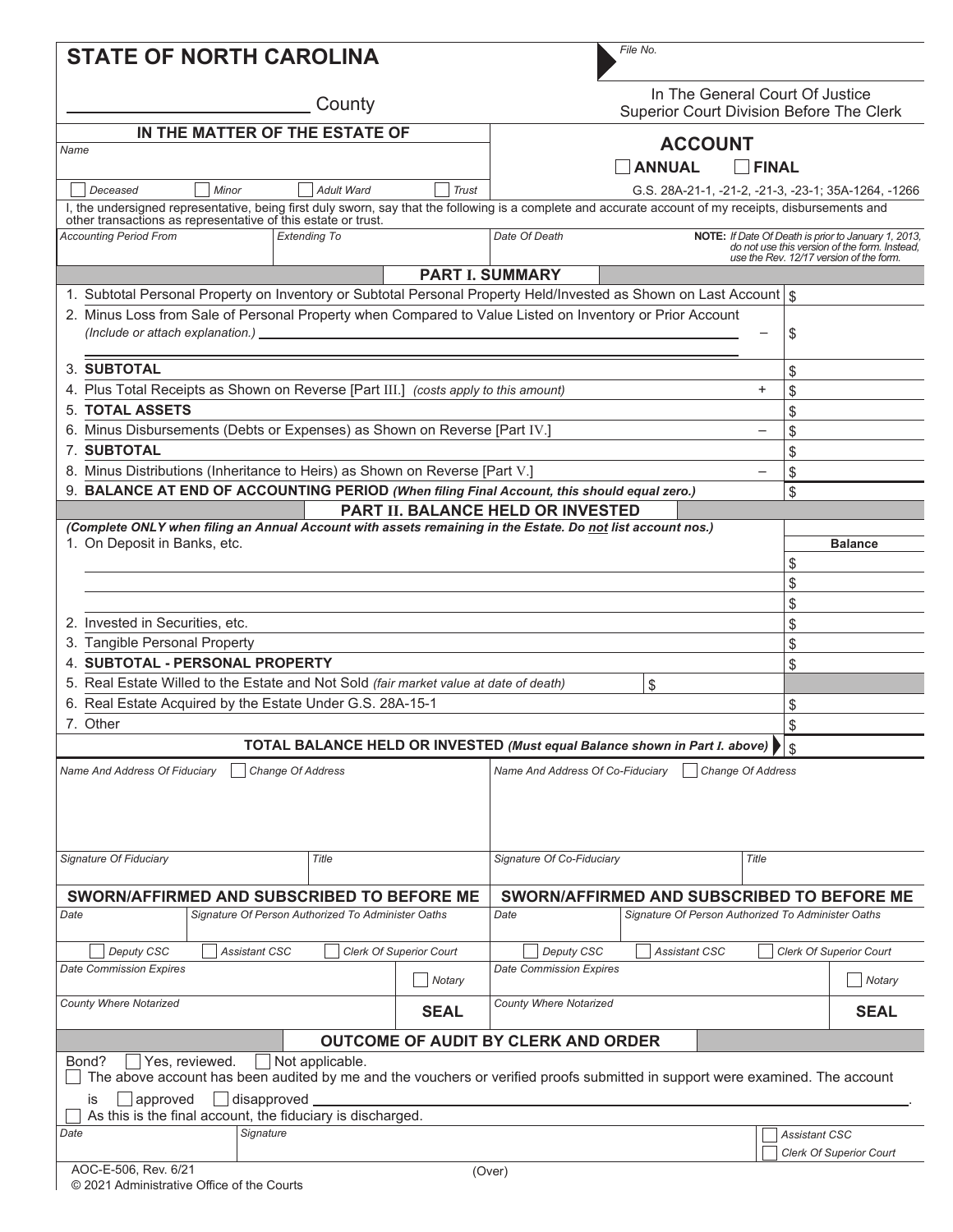# STATE OF NORTH CAROLINA

File No.

_______________ County

In The General Court Of Justice
Superior Court Division Before The Clerk

## IN THE MATTER OF THE ESTATE OF

Name

☐ Deceased ☐ Minor ☐ Adult Ward ☐ Trust

## ACCOUNT

☐ ANNUAL ☐ FINAL

G.S. 28A-21-1, -21-2, -21-3, -23-1; 35A-1264, -1266

I, the undersigned representative, being first duly sworn, say that the following is a complete and accurate account of my receipts, disbursements and other transactions as representative of this estate or trust.

| Accounting Period From | Extending To | Date Of Death |
|---|---|---|
| | | |

**NOTE:** *If Date Of Death is prior to January 1, 2013, do not use this version of the form. Instead, use the Rev. 12/17 version of the form.*

## PART I. SUMMARY

| | | |
|---|---|---|
| 1. Subtotal Personal Property on Inventory or Subtotal Personal Property Held/Invested as Shown on Last Account | | $ |
| 2. Minus Loss from Sale of Personal Property when Compared to Value Listed on Inventory or Prior Account *(Include or attach explanation.)* | – | $ |
| 3. **SUBTOTAL** | | $ |
| 4. Plus Total Receipts as Shown on Reverse [Part III.] *(costs apply to this amount)* | + | $ |
| 5. **TOTAL ASSETS** | | $ |
| 6. Minus Disbursements (Debts or Expenses) as Shown on Reverse [Part IV.] | – | $ |
| 7. **SUBTOTAL** | | $ |
| 8. Minus Distributions (Inheritance to Heirs) as Shown on Reverse [Part V.] | – | $ |
| 9. **BALANCE AT END OF ACCOUNTING PERIOD** ***(When filing Final Account, this should equal zero.)*** | | $ |

## PART II. BALANCE HELD OR INVESTED

***(Complete ONLY when filing an Annual Account with assets remaining in the Estate. Do not list account nos.)***

| | | Balance |
|---|---|---|
| 1. On Deposit in Banks, etc. | | |
| | | $ |
| | | $ |
| | | $ |
| 2. Invested in Securities, etc. | | $ |
| 3. Tangible Personal Property | | $ |
| 4. **SUBTOTAL - PERSONAL PROPERTY** | | $ |
| 5. Real Estate Willed to the Estate and Not Sold *(fair market value at date of death)* | $ | |
| 6. Real Estate Acquired by the Estate Under G.S. 28A-15-1 | | $ |
| 7. Other | | $ |
| **TOTAL BALANCE HELD OR INVESTED** ***(Must equal Balance shown in Part I. above)*** | | $ |

| Name And Address Of Fiduciary ☐ Change Of Address | Name And Address Of Co-Fiduciary ☐ Change Of Address |
|---|---|
| | |

| Signature Of Fiduciary | Title | Signature Of Co-Fiduciary | Title |
|---|---|---|---|
| | | | |

### SWORN/AFFIRMED AND SUBSCRIBED TO BEFORE ME

| Date | Signature Of Person Authorized To Administer Oaths |
|---|---|
| | |

☐ Deputy CSC ☐ Assistant CSC ☐ Clerk Of Superior Court

Date Commission Expires ☐ Notary

County Where Notarized **SEAL**

### SWORN/AFFIRMED AND SUBSCRIBED TO BEFORE ME

| Date | Signature Of Person Authorized To Administer Oaths |
|---|---|
| | |

☐ Deputy CSC ☐ Assistant CSC ☐ Clerk Of Superior Court

Date Commission Expires ☐ Notary

County Where Notarized **SEAL**

## OUTCOME OF AUDIT BY CLERK AND ORDER

Bond? ☐ Yes, reviewed. ☐ Not applicable.

☐ The above account has been audited by me and the vouchers or verified proofs submitted in support were examined. The account is ☐ approved ☐ disapproved _______________________________________________.

☐ As this is the final account, the fiduciary is discharged.

| Date | Signature | |
|---|---|---|
| | | ☐ Assistant CSC ☐ Clerk Of Superior Court |

AOC-E-506, Rev. 6/21
© 2021 Administrative Office of the Courts

(Over)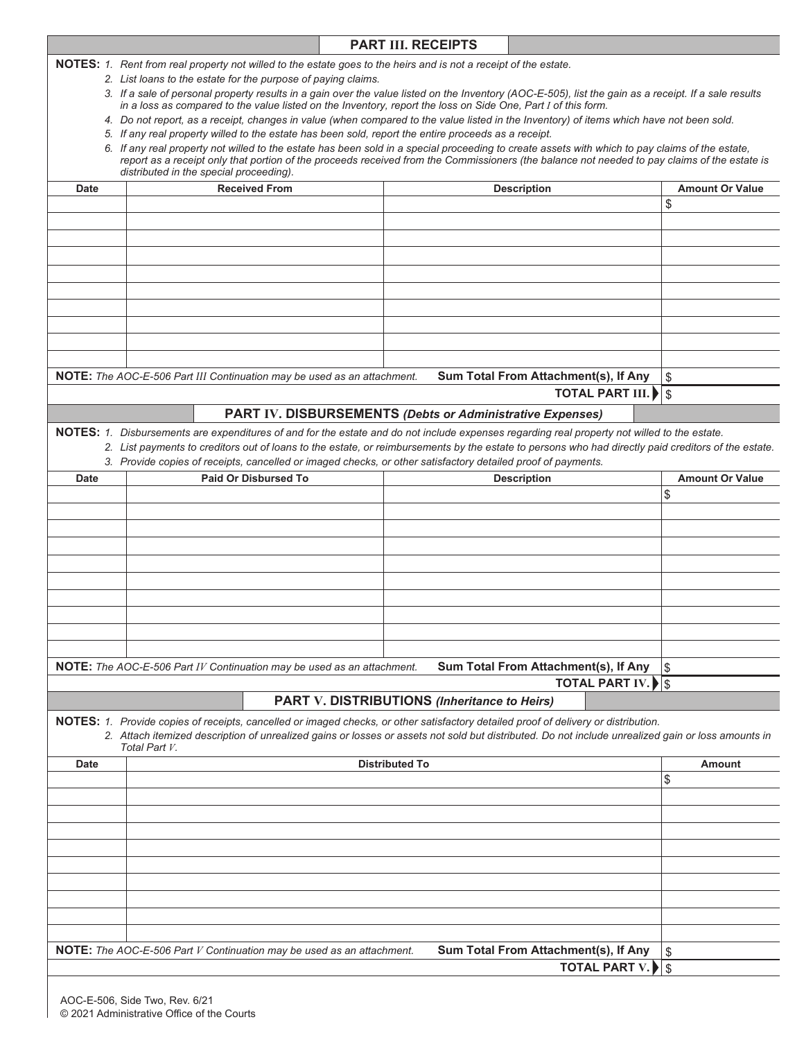## PART III. RECEIPTS

**NOTES:**
1. *Rent from real property not willed to the estate goes to the heirs and is not a receipt of the estate.*
2. *List loans to the estate for the purpose of paying claims.*
3. *If a sale of personal property results in a gain over the value listed on the Inventory (AOC-E-505), list the gain as a receipt. If a sale results in a loss as compared to the value listed on the Inventory, report the loss on Side One, Part I of this form.*
4. *Do not report, as a receipt, changes in value (when compared to the value listed in the Inventory) of items which have not been sold.*
5. *If any real property willed to the estate has been sold, report the entire proceeds as a receipt.*
6. *If any real property not willed to the estate has been sold in a special proceeding to create assets with which to pay claims of the estate, report as a receipt only that portion of the proceeds received from the Commissioners (the balance not needed to pay claims of the estate is distributed in the special proceeding).*

| Date | Received From | Description | Amount Or Value |
|---|---|---|---|
| | | | $ |
| | | | |
| | | | |
| | | | |
| | | | |
| | | | |
| | | | |
| | | | |
| | | | |
| | | | |

**NOTE:** *The AOC-E-506 Part III Continuation may be used as an attachment.* **Sum Total From Attachment(s), If Any** $

**TOTAL PART III.** $

## PART IV. DISBURSEMENTS *(Debts or Administrative Expenses)*

**NOTES:**
1. *Disbursements are expenditures of and for the estate and do not include expenses regarding real property not willed to the estate.*
2. *List payments to creditors out of loans to the estate, or reimbursements by the estate to persons who had directly paid creditors of the estate.*
3. *Provide copies of receipts, cancelled or imaged checks, or other satisfactory detailed proof of payments.*

| Date | Paid Or Disbursed To | Description | Amount Or Value |
|---|---|---|---|
| | | | $ |
| | | | |
| | | | |
| | | | |
| | | | |
| | | | |
| | | | |
| | | | |
| | | | |
| | | | |

**NOTE:** *The AOC-E-506 Part IV Continuation may be used as an attachment.* **Sum Total From Attachment(s), If Any** $

**TOTAL PART IV.** $

## PART V. DISTRIBUTIONS *(Inheritance to Heirs)*

**NOTES:**
1. *Provide copies of receipts, cancelled or imaged checks, or other satisfactory detailed proof of delivery or distribution.*
2. *Attach itemized description of unrealized gains or losses or assets not sold but distributed. Do not include unrealized gain or loss amounts in Total Part V.*

| Date | Distributed To | Amount |
|---|---|---|
| | | $ |
| | | |
| | | |
| | | |
| | | |
| | | |
| | | |
| | | |
| | | |
| | | |

**NOTE:** *The AOC-E-506 Part V Continuation may be used as an attachment.* **Sum Total From Attachment(s), If Any** $

**TOTAL PART V.** $

AOC-E-506, Side Two, Rev. 6/21
© 2021 Administrative Office of the Courts